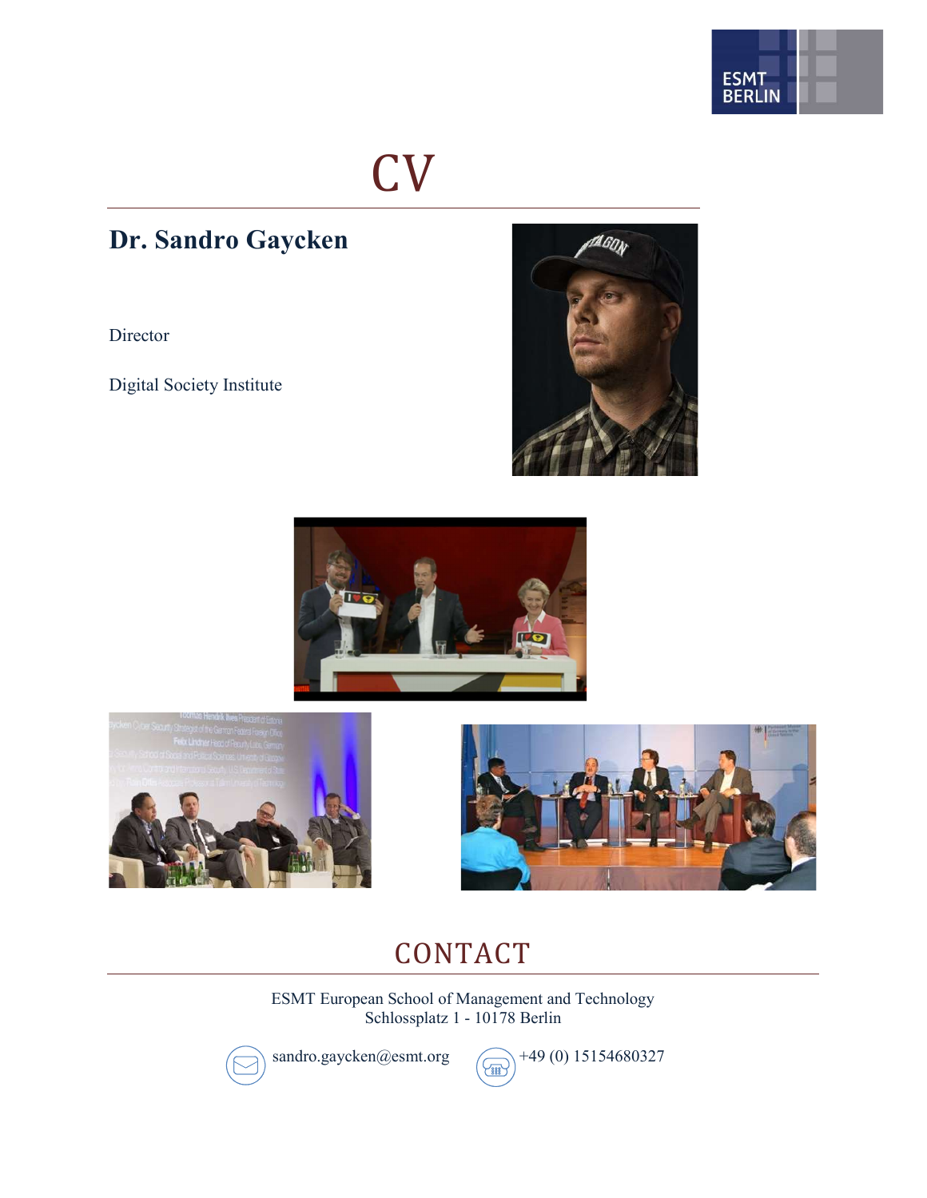# CV

## Dr. Sandro Gaycken

Director

Digital Society Institute

## CONTACT

ESMT European School of Management and Technology
Schlossplatz 1 - 10178 Berlin

sandro.gaycken@esmt.org

+49 (0) 15154680327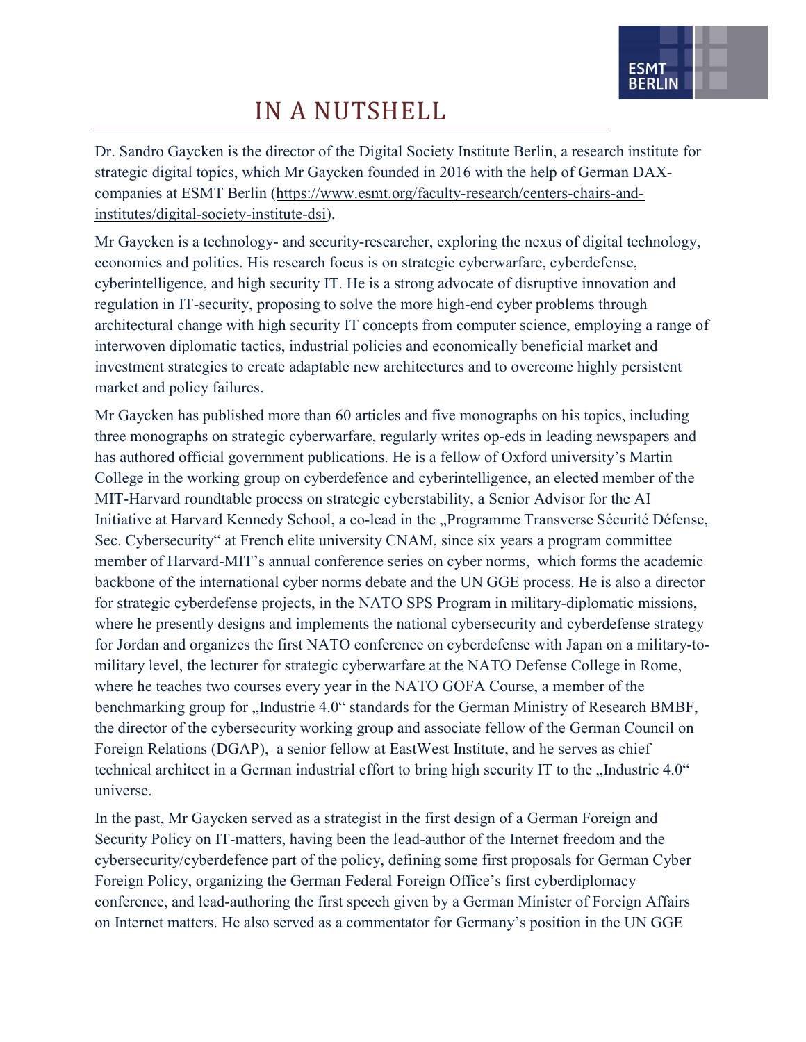# IN A NUTSHELL

Dr. Sandro Gaycken is the director of the Digital Society Institute Berlin, a research institute for strategic digital topics, which Mr Gaycken founded in 2016 with the help of German DAX-companies at ESMT Berlin (https://www.esmt.org/faculty-research/centers-chairs-and-institutes/digital-society-institute-dsi).

Mr Gaycken is a technology- and security-researcher, exploring the nexus of digital technology, economies and politics. His research focus is on strategic cyberwarfare, cyberdefense, cyberintelligence, and high security IT. He is a strong advocate of disruptive innovation and regulation in IT-security, proposing to solve the more high-end cyber problems through architectural change with high security IT concepts from computer science, employing a range of interwoven diplomatic tactics, industrial policies and economically beneficial market and investment strategies to create adaptable new architectures and to overcome highly persistent market and policy failures.

Mr Gaycken has published more than 60 articles and five monographs on his topics, including three monographs on strategic cyberwarfare, regularly writes op-eds in leading newspapers and has authored official government publications. He is a fellow of Oxford university's Martin College in the working group on cyberdefence and cyberintelligence, an elected member of the MIT-Harvard roundtable process on strategic cyberstability, a Senior Advisor for the AI Initiative at Harvard Kennedy School, a co-lead in the „Programme Transverse Sécurité Défense, Sec. Cybersecurity" at French elite university CNAM, since six years a program committee member of Harvard-MIT's annual conference series on cyber norms, which forms the academic backbone of the international cyber norms debate and the UN GGE process. He is also a director for strategic cyberdefense projects, in the NATO SPS Program in military-diplomatic missions, where he presently designs and implements the national cybersecurity and cyberdefense strategy for Jordan and organizes the first NATO conference on cyberdefense with Japan on a military-to-military level, the lecturer for strategic cyberwarfare at the NATO Defense College in Rome, where he teaches two courses every year in the NATO GOFA Course, a member of the benchmarking group for „Industrie 4.0" standards for the German Ministry of Research BMBF, the director of the cybersecurity working group and associate fellow of the German Council on Foreign Relations (DGAP), a senior fellow at EastWest Institute, and he serves as chief technical architect in a German industrial effort to bring high security IT to the „Industrie 4.0" universe.

In the past, Mr Gaycken served as a strategist in the first design of a German Foreign and Security Policy on IT-matters, having been the lead-author of the Internet freedom and the cybersecurity/cyberdefence part of the policy, defining some first proposals for German Cyber Foreign Policy, organizing the German Federal Foreign Office's first cyberdiplomacy conference, and lead-authoring the first speech given by a German Minister of Foreign Affairs on Internet matters. He also served as a commentator for Germany's position in the UN GGE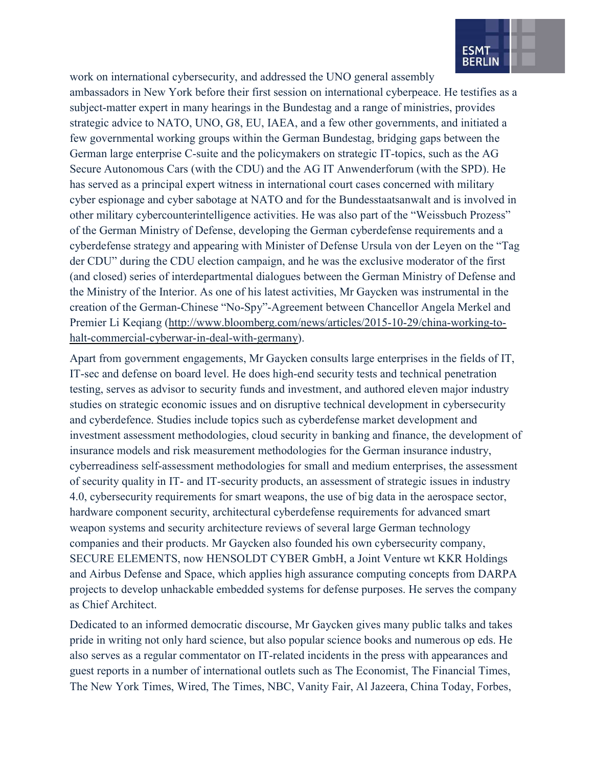work on international cybersecurity, and addressed the UNO general assembly ambassadors in New York before their first session on international cyberpeace. He testifies as a subject-matter expert in many hearings in the Bundestag and a range of ministries, provides strategic advice to NATO, UNO, G8, EU, IAEA, and a few other governments, and initiated a few governmental working groups within the German Bundestag, bridging gaps between the German large enterprise C-suite and the policymakers on strategic IT-topics, such as the AG Secure Autonomous Cars (with the CDU) and the AG IT Anwenderforum (with the SPD). He has served as a principal expert witness in international court cases concerned with military cyber espionage and cyber sabotage at NATO and for the Bundesstaatsanwalt and is involved in other military cybercounterintelligence activities. He was also part of the "Weissbuch Prozess" of the German Ministry of Defense, developing the German cyberdefense requirements and a cyberdefense strategy and appearing with Minister of Defense Ursula von der Leyen on the "Tag der CDU" during the CDU election campaign, and he was the exclusive moderator of the first (and closed) series of interdepartmental dialogues between the German Ministry of Defense and the Ministry of the Interior. As one of his latest activities, Mr Gaycken was instrumental in the creation of the German-Chinese "No-Spy"-Agreement between Chancellor Angela Merkel and Premier Li Keqiang (http://www.bloomberg.com/news/articles/2015-10-29/china-working-to-halt-commercial-cyberwar-in-deal-with-germany).

Apart from government engagements, Mr Gaycken consults large enterprises in the fields of IT, IT-sec and defense on board level. He does high-end security tests and technical penetration testing, serves as advisor to security funds and investment, and authored eleven major industry studies on strategic economic issues and on disruptive technical development in cybersecurity and cyberdefence. Studies include topics such as cyberdefense market development and investment assessment methodologies, cloud security in banking and finance, the development of insurance models and risk measurement methodologies for the German insurance industry, cyberreadiness self-assessment methodologies for small and medium enterprises, the assessment of security quality in IT- and IT-security products, an assessment of strategic issues in industry 4.0, cybersecurity requirements for smart weapons, the use of big data in the aerospace sector, hardware component security, architectural cyberdefense requirements for advanced smart weapon systems and security architecture reviews of several large German technology companies and their products. Mr Gaycken also founded his own cybersecurity company, SECURE ELEMENTS, now HENSOLDT CYBER GmbH, a Joint Venture wt KKR Holdings and Airbus Defense and Space, which applies high assurance computing concepts from DARPA projects to develop unhackable embedded systems for defense purposes. He serves the company as Chief Architect.

Dedicated to an informed democratic discourse, Mr Gaycken gives many public talks and takes pride in writing not only hard science, but also popular science books and numerous op eds. He also serves as a regular commentator on IT-related incidents in the press with appearances and guest reports in a number of international outlets such as The Economist, The Financial Times, The New York Times, Wired, The Times, NBC, Vanity Fair, Al Jazeera, China Today, Forbes,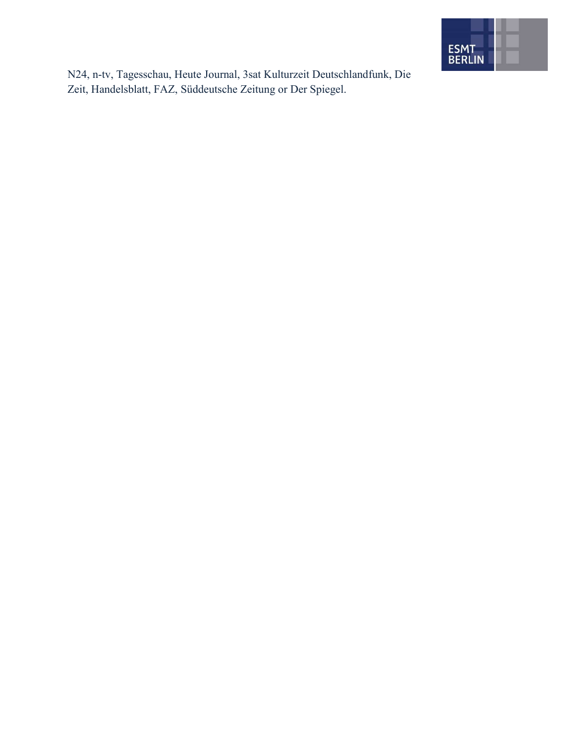N24, n-tv, Tagesschau, Heute Journal, 3sat Kulturzeit Deutschlandfunk, Die Zeit, Handelsblatt, FAZ, Süddeutsche Zeitung or Der Spiegel.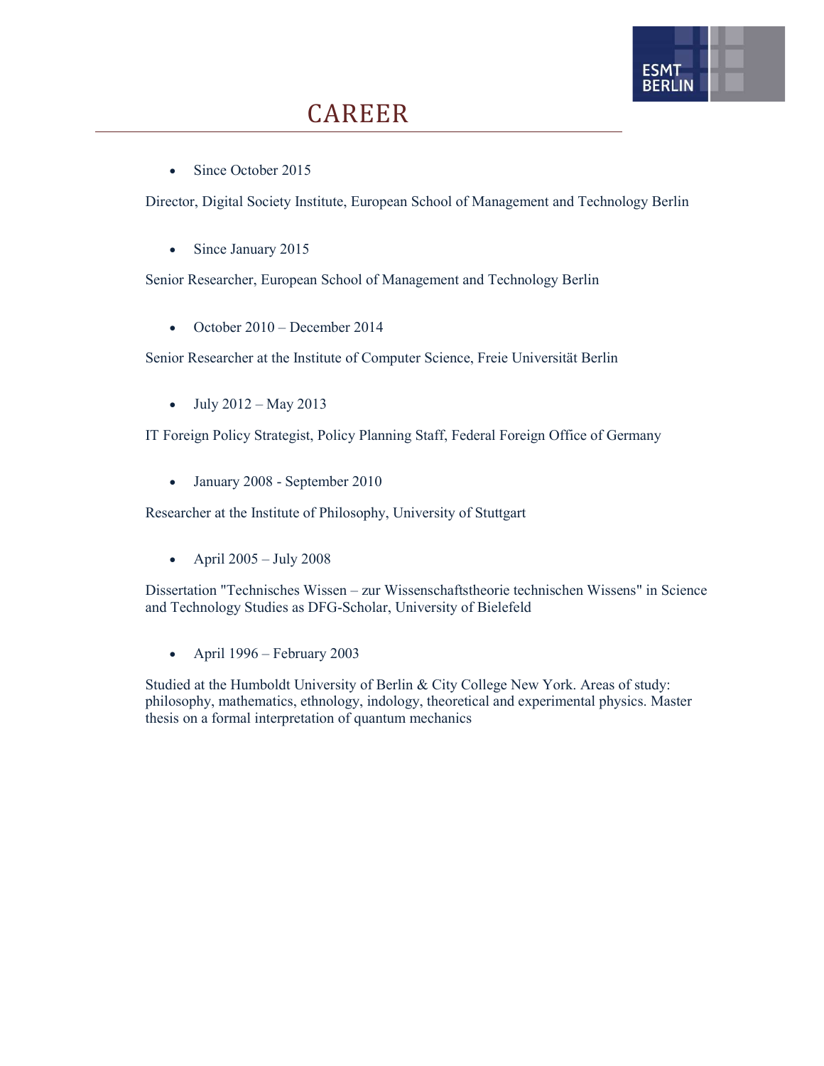# CAREER

- Since October 2015

Director, Digital Society Institute, European School of Management and Technology Berlin

- Since January 2015

Senior Researcher, European School of Management and Technology Berlin

- October 2010 – December 2014

Senior Researcher at the Institute of Computer Science, Freie Universität Berlin

- July 2012 – May 2013

IT Foreign Policy Strategist, Policy Planning Staff, Federal Foreign Office of Germany

- January 2008 - September 2010

Researcher at the Institute of Philosophy, University of Stuttgart

- April 2005 – July 2008

Dissertation "Technisches Wissen – zur Wissenschaftstheorie technischen Wissens" in Science and Technology Studies as DFG-Scholar, University of Bielefeld

- April 1996 – February 2003

Studied at the Humboldt University of Berlin & City College New York. Areas of study: philosophy, mathematics, ethnology, indology, theoretical and experimental physics. Master thesis on a formal interpretation of quantum mechanics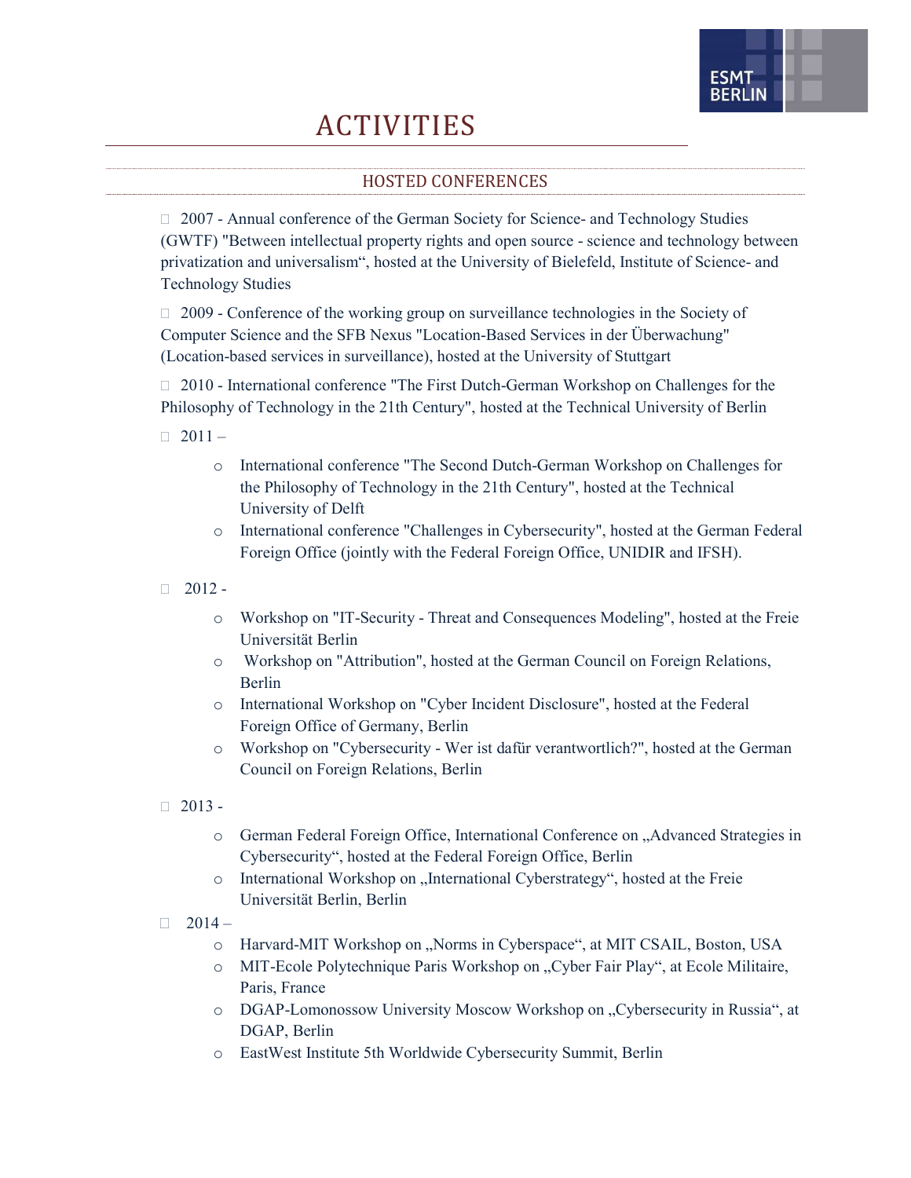# ACTIVITIES

## HOSTED CONFERENCES

- 2007 - Annual conference of the German Society for Science- and Technology Studies (GWTF) "Between intellectual property rights and open source - science and technology between privatization and universalism", hosted at the University of Bielefeld, Institute of Science- and Technology Studies

- 2009 - Conference of the working group on surveillance technologies in the Society of Computer Science and the SFB Nexus "Location-Based Services in der Überwachung" (Location-based services in surveillance), hosted at the University of Stuttgart

- 2010 - International conference "The First Dutch-German Workshop on Challenges for the Philosophy of Technology in the 21th Century", hosted at the Technical University of Berlin

- 2011 –
  - International conference "The Second Dutch-German Workshop on Challenges for the Philosophy of Technology in the 21th Century", hosted at the Technical University of Delft
  - International conference "Challenges in Cybersecurity", hosted at the German Federal Foreign Office (jointly with the Federal Foreign Office, UNIDIR and IFSH).

- 2012 -
  - Workshop on "IT-Security - Threat and Consequences Modeling", hosted at the Freie Universität Berlin
  - Workshop on "Attribution", hosted at the German Council on Foreign Relations, Berlin
  - International Workshop on "Cyber Incident Disclosure", hosted at the Federal Foreign Office of Germany, Berlin
  - Workshop on "Cybersecurity - Wer ist dafür verantwortlich?", hosted at the German Council on Foreign Relations, Berlin

- 2013 -
  - German Federal Foreign Office, International Conference on „Advanced Strategies in Cybersecurity", hosted at the Federal Foreign Office, Berlin
  - International Workshop on „International Cyberstrategy", hosted at the Freie Universität Berlin, Berlin

- 2014 –
  - Harvard-MIT Workshop on „Norms in Cyberspace", at MIT CSAIL, Boston, USA
  - MIT-Ecole Polytechnique Paris Workshop on „Cyber Fair Play", at Ecole Militaire, Paris, France
  - DGAP-Lomonossow University Moscow Workshop on „Cybersecurity in Russia", at DGAP, Berlin
  - EastWest Institute 5th Worldwide Cybersecurity Summit, Berlin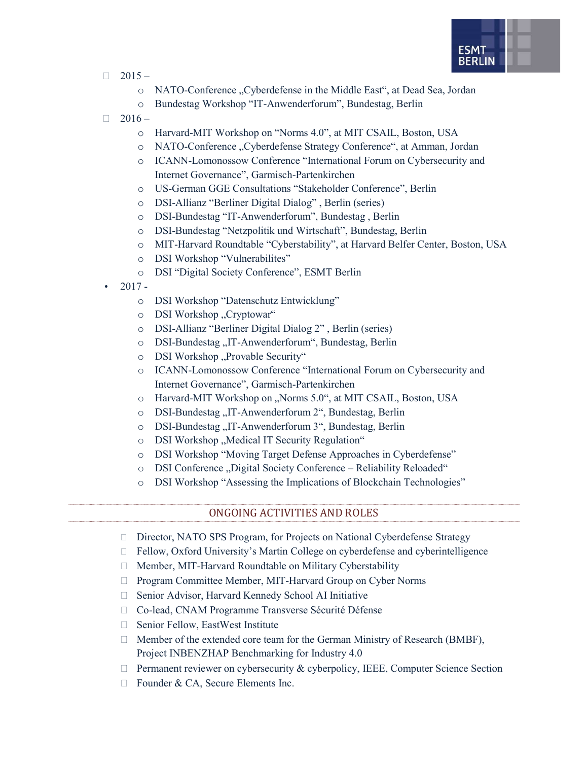- 2015 –
    - NATO-Conference „Cyberdefense in the Middle East“, at Dead Sea, Jordan
    - Bundestag Workshop “IT-Anwenderforum”, Bundestag, Berlin
- 2016 –
    - Harvard-MIT Workshop on “Norms 4.0”, at MIT CSAIL, Boston, USA
    - NATO-Conference „Cyberdefense Strategy Conference“, at Amman, Jordan
    - ICANN-Lomonossow Conference “International Forum on Cybersecurity and Internet Governance”, Garmisch-Partenkirchen
    - US-German GGE Consultations “Stakeholder Conference”, Berlin
    - DSI-Allianz “Berliner Digital Dialog” , Berlin (series)
    - DSI-Bundestag “IT-Anwenderforum”, Bundestag , Berlin
    - DSI-Bundestag “Netzpolitik und Wirtschaft”, Bundestag, Berlin
    - MIT-Harvard Roundtable “Cyberstability”, at Harvard Belfer Center, Boston, USA
    - DSI Workshop “Vulnerabilites”
    - DSI “Digital Society Conference”, ESMT Berlin
- 2017 -
    - DSI Workshop “Datenschutz Entwicklung”
    - DSI Workshop „Cryptowar“
    - DSI-Allianz “Berliner Digital Dialog 2” , Berlin (series)
    - DSI-Bundestag „IT-Anwenderforum“, Bundestag, Berlin
    - DSI Workshop „Provable Security“
    - ICANN-Lomonossow Conference “International Forum on Cybersecurity and Internet Governance”, Garmisch-Partenkirchen
    - Harvard-MIT Workshop on „Norms 5.0“, at MIT CSAIL, Boston, USA
    - DSI-Bundestag „IT-Anwenderforum 2“, Bundestag, Berlin
    - DSI-Bundestag „IT-Anwenderforum 3“, Bundestag, Berlin
    - DSI Workshop „Medical IT Security Regulation“
    - DSI Workshop “Moving Target Defense Approaches in Cyberdefense”
    - DSI Conference „Digital Society Conference – Reliability Reloaded“
    - DSI Workshop “Assessing the Implications of Blockchain Technologies”

## ONGOING ACTIVITIES AND ROLES

- Director, NATO SPS Program, for Projects on National Cyberdefense Strategy
- Fellow, Oxford University’s Martin College on cyberdefense and cyberintelligence
- Member, MIT-Harvard Roundtable on Military Cyberstability
- Program Committee Member, MIT-Harvard Group on Cyber Norms
- Senior Advisor, Harvard Kennedy School AI Initiative
- Co-lead, CNAM Programme Transverse Sécurité Défense
- Senior Fellow, EastWest Institute
- Member of the extended core team for the German Ministry of Research (BMBF), Project INBENZHAP Benchmarking for Industry 4.0
- Permanent reviewer on cybersecurity & cyberpolicy, IEEE, Computer Science Section
- Founder & CA, Secure Elements Inc.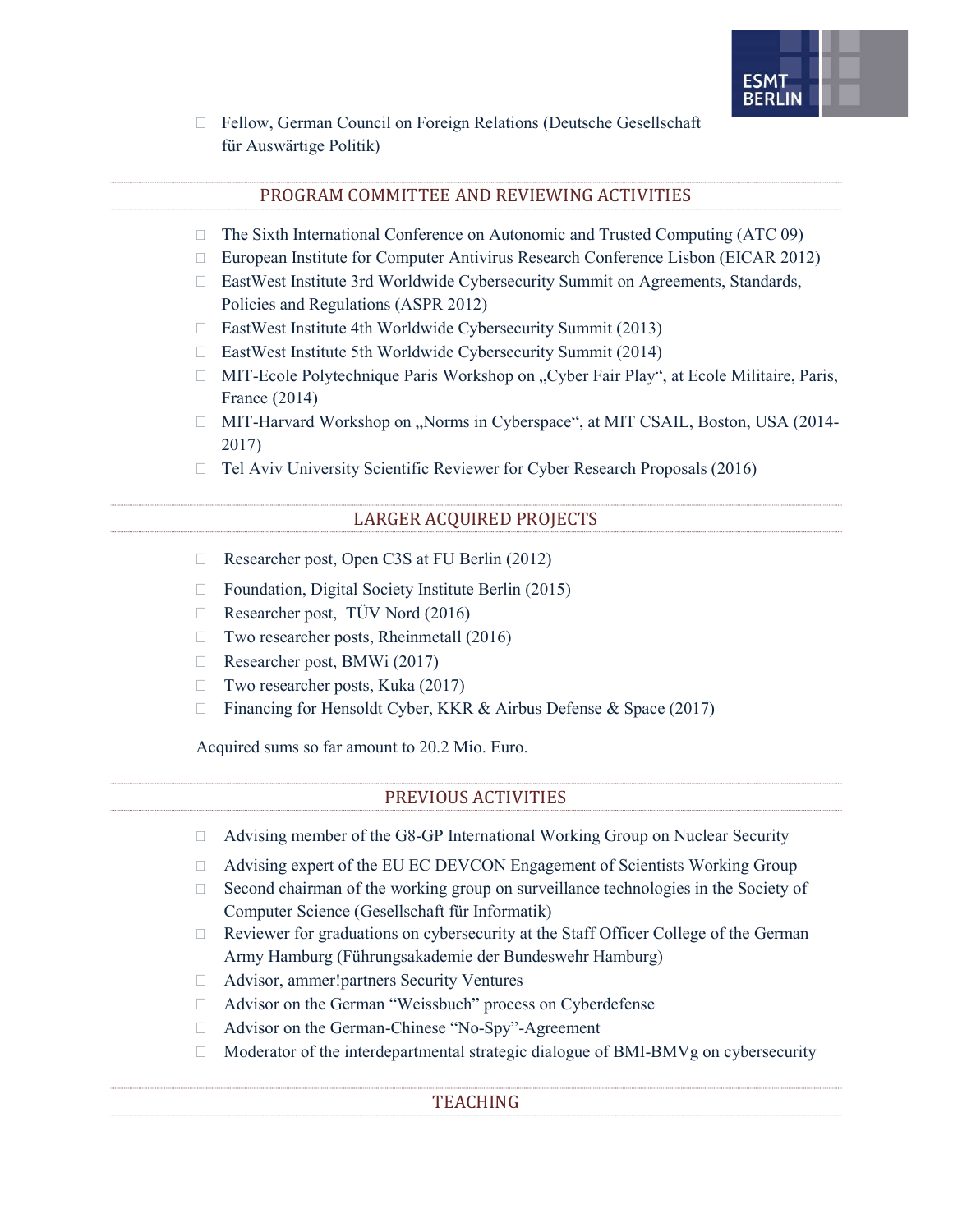- Fellow, German Council on Foreign Relations (Deutsche Gesellschaft für Auswärtige Politik)

## PROGRAM COMMITTEE AND REVIEWING ACTIVITIES

- The Sixth International Conference on Autonomic and Trusted Computing (ATC 09)
- European Institute for Computer Antivirus Research Conference Lisbon (EICAR 2012)
- EastWest Institute 3rd Worldwide Cybersecurity Summit on Agreements, Standards, Policies and Regulations (ASPR 2012)
- EastWest Institute 4th Worldwide Cybersecurity Summit (2013)
- EastWest Institute 5th Worldwide Cybersecurity Summit (2014)
- MIT-Ecole Polytechnique Paris Workshop on „Cyber Fair Play", at Ecole Militaire, Paris, France (2014)
- MIT-Harvard Workshop on „Norms in Cyberspace", at MIT CSAIL, Boston, USA (2014-2017)
- Tel Aviv University Scientific Reviewer for Cyber Research Proposals (2016)

## LARGER ACQUIRED PROJECTS

- Researcher post, Open C3S at FU Berlin (2012)
- Foundation, Digital Society Institute Berlin (2015)
- Researcher post, TÜV Nord (2016)
- Two researcher posts, Rheinmetall (2016)
- Researcher post, BMWi (2017)
- Two researcher posts, Kuka (2017)
- Financing for Hensoldt Cyber, KKR & Airbus Defense & Space (2017)

Acquired sums so far amount to 20.2 Mio. Euro.

## PREVIOUS ACTIVITIES

- Advising member of the G8-GP International Working Group on Nuclear Security
- Advising expert of the EU EC DEVCON Engagement of Scientists Working Group
- Second chairman of the working group on surveillance technologies in the Society of Computer Science (Gesellschaft für Informatik)
- Reviewer for graduations on cybersecurity at the Staff Officer College of the German Army Hamburg (Führungsakademie der Bundeswehr Hamburg)
- Advisor, ammer!partners Security Ventures
- Advisor on the German "Weissbuch" process on Cyberdefense
- Advisor on the German-Chinese "No-Spy"-Agreement
- Moderator of the interdepartmental strategic dialogue of BMI-BMVg on cybersecurity

## TEACHING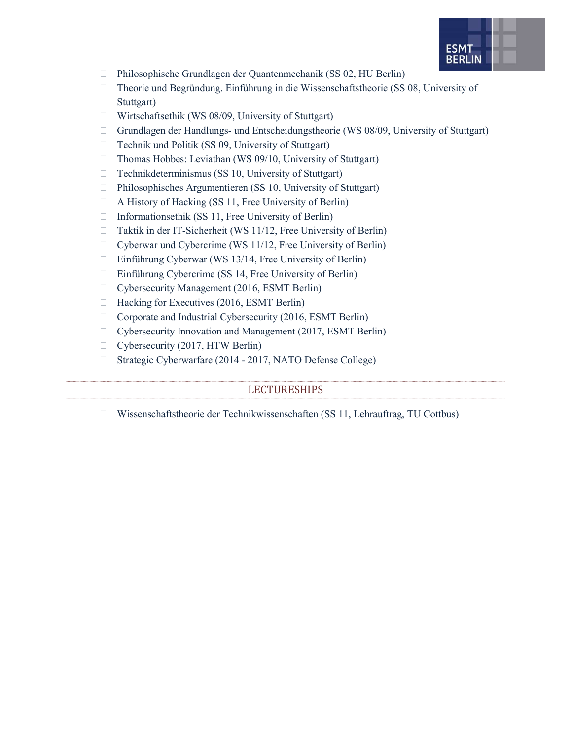- Philosophische Grundlagen der Quantenmechanik (SS 02, HU Berlin)
- Theorie und Begründung. Einführung in die Wissenschaftstheorie (SS 08, University of Stuttgart)
- Wirtschaftsethik (WS 08/09, University of Stuttgart)
- Grundlagen der Handlungs- und Entscheidungstheorie (WS 08/09, University of Stuttgart)
- Technik und Politik (SS 09, University of Stuttgart)
- Thomas Hobbes: Leviathan (WS 09/10, University of Stuttgart)
- Technikdeterminismus (SS 10, University of Stuttgart)
- Philosophisches Argumentieren (SS 10, University of Stuttgart)
- A History of Hacking (SS 11, Free University of Berlin)
- Informationsethik (SS 11, Free University of Berlin)
- Taktik in der IT-Sicherheit (WS 11/12, Free University of Berlin)
- Cyberwar und Cybercrime (WS 11/12, Free University of Berlin)
- Einführung Cyberwar (WS 13/14, Free University of Berlin)
- Einführung Cybercrime (SS 14, Free University of Berlin)
- Cybersecurity Management (2016, ESMT Berlin)
- Hacking for Executives (2016, ESMT Berlin)
- Corporate and Industrial Cybersecurity (2016, ESMT Berlin)
- Cybersecurity Innovation and Management (2017, ESMT Berlin)
- Cybersecurity (2017, HTW Berlin)
- Strategic Cyberwarfare (2014 - 2017, NATO Defense College)

## LECTURESHIPS

- Wissenschaftstheorie der Technikwissenschaften (SS 11, Lehrauftrag, TU Cottbus)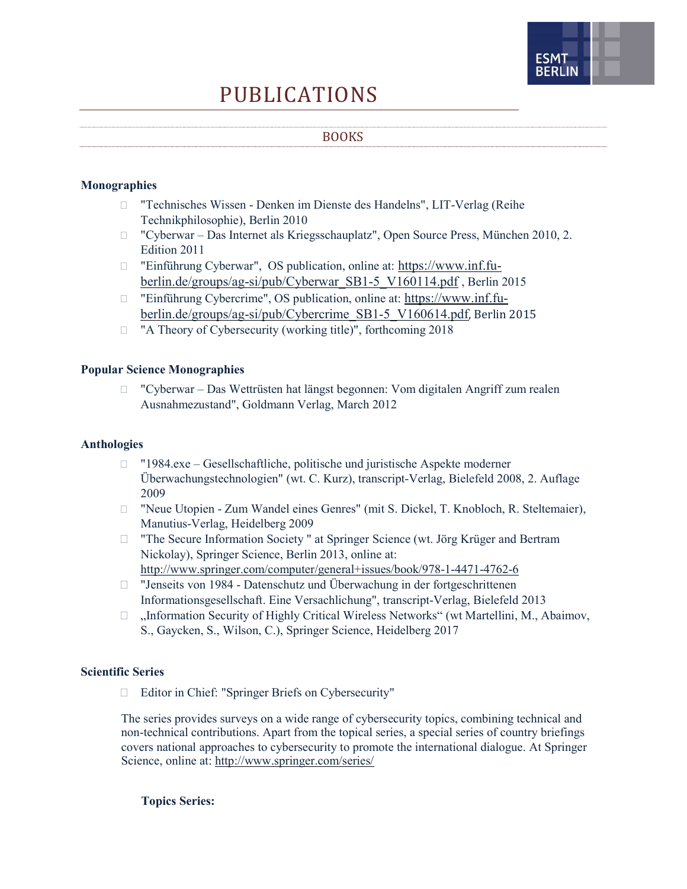# PUBLICATIONS

## BOOKS

### Monographies

- "Technisches Wissen - Denken im Dienste des Handelns", LIT-Verlag (Reihe Technikphilosophie), Berlin 2010
- "Cyberwar – Das Internet als Kriegsschauplatz", Open Source Press, München 2010, 2. Edition 2011
- "Einführung Cyberwar", OS publication, online at: https://www.inf.fu-berlin.de/groups/ag-si/pub/Cyberwar_SB1-5_V160114.pdf , Berlin 2015
- "Einführung Cybercrime", OS publication, online at: https://www.inf.fu-berlin.de/groups/ag-si/pub/Cybercrime_SB1-5_V160614.pdf, Berlin 2015
- "A Theory of Cybersecurity (working title)", forthcoming 2018

### Popular Science Monographies

- "Cyberwar – Das Wettrüsten hat längst begonnen: Vom digitalen Angriff zum realen Ausnahmezustand", Goldmann Verlag, March 2012

### Anthologies

- "1984.exe – Gesellschaftliche, politische und juristische Aspekte moderner Überwachungstechnologien" (wt. C. Kurz), transcript-Verlag, Bielefeld 2008, 2. Auflage 2009
- "Neue Utopien - Zum Wandel eines Genres" (mit S. Dickel, T. Knobloch, R. Steltemaier), Manutius-Verlag, Heidelberg 2009
- "The Secure Information Society " at Springer Science (wt. Jörg Krüger and Bertram Nickolay), Springer Science, Berlin 2013, online at: http://www.springer.com/computer/general+issues/book/978-1-4471-4762-6
- "Jenseits von 1984 - Datenschutz und Überwachung in der fortgeschrittenen Informationsgesellschaft. Eine Versachlichung", transcript-Verlag, Bielefeld 2013
- „Information Security of Highly Critical Wireless Networks“ (wt Martellini, M., Abaimov, S., Gaycken, S., Wilson, C.), Springer Science, Heidelberg 2017

### Scientific Series

- Editor in Chief: "Springer Briefs on Cybersecurity"

The series provides surveys on a wide range of cybersecurity topics, combining technical and non-technical contributions. Apart from the topical series, a special series of country briefings covers national approaches to cybersecurity to promote the international dialogue. At Springer Science, online at: http://www.springer.com/series/

**Topics Series:**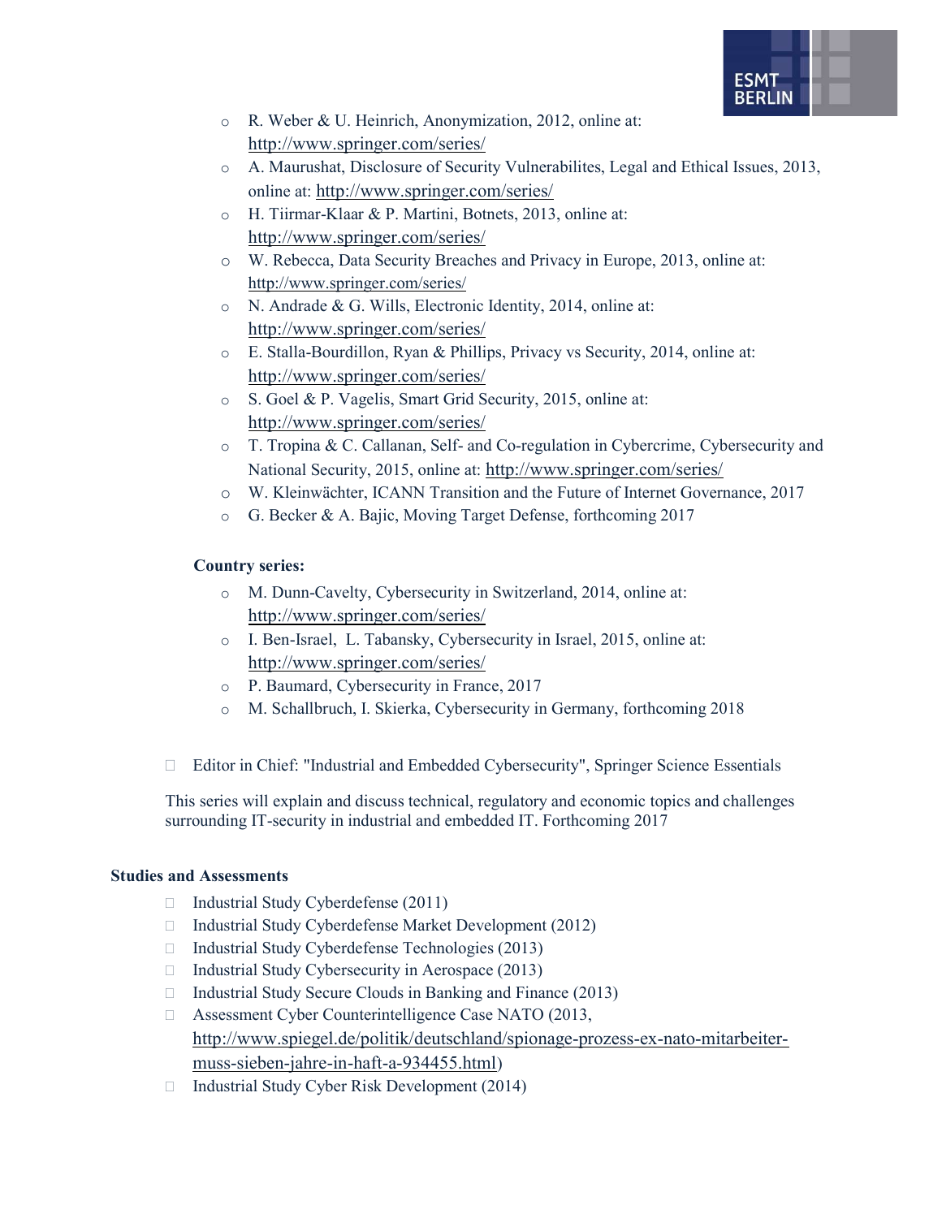- R. Weber & U. Heinrich, Anonymization, 2012, online at: http://www.springer.com/series/
- A. Maurushat, Disclosure of Security Vulnerabilites, Legal and Ethical Issues, 2013, online at: http://www.springer.com/series/
- H. Tiirmar-Klaar & P. Martini, Botnets, 2013, online at: http://www.springer.com/series/
- W. Rebecca, Data Security Breaches and Privacy in Europe, 2013, online at: http://www.springer.com/series/
- N. Andrade & G. Wills, Electronic Identity, 2014, online at: http://www.springer.com/series/
- E. Stalla-Bourdillon, Ryan & Phillips, Privacy vs Security, 2014, online at: http://www.springer.com/series/
- S. Goel & P. Vagelis, Smart Grid Security, 2015, online at: http://www.springer.com/series/
- T. Tropina & C. Callanan, Self- and Co-regulation in Cybercrime, Cybersecurity and National Security, 2015, online at: http://www.springer.com/series/
- W. Kleinwächter, ICANN Transition and the Future of Internet Governance, 2017
- G. Becker & A. Bajic, Moving Target Defense, forthcoming 2017

**Country series:**

- M. Dunn-Cavelty, Cybersecurity in Switzerland, 2014, online at: http://www.springer.com/series/
- I. Ben-Israel, L. Tabansky, Cybersecurity in Israel, 2015, online at: http://www.springer.com/series/
- P. Baumard, Cybersecurity in France, 2017
- M. Schallbruch, I. Skierka, Cybersecurity in Germany, forthcoming 2018

- Editor in Chief: "Industrial and Embedded Cybersecurity", Springer Science Essentials

This series will explain and discuss technical, regulatory and economic topics and challenges surrounding IT-security in industrial and embedded IT. Forthcoming 2017

**Studies and Assessments**

- Industrial Study Cyberdefense (2011)
- Industrial Study Cyberdefense Market Development (2012)
- Industrial Study Cyberdefense Technologies (2013)
- Industrial Study Cybersecurity in Aerospace (2013)
- Industrial Study Secure Clouds in Banking and Finance (2013)
- Assessment Cyber Counterintelligence Case NATO (2013, http://www.spiegel.de/politik/deutschland/spionage-prozess-ex-nato-mitarbeiter-muss-sieben-jahre-in-haft-a-934455.html)
- Industrial Study Cyber Risk Development (2014)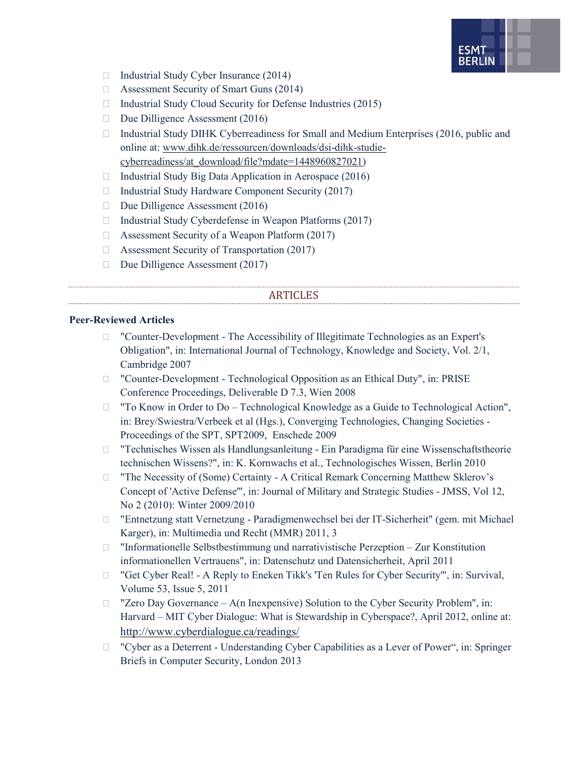- Industrial Study Cyber Insurance (2014)
- Assessment Security of Smart Guns (2014)
- Industrial Study Cloud Security for Defense Industries (2015)
- Due Dilligence Assessment (2016)
- Industrial Study DIHK Cyberreadiness for Small and Medium Enterprises (2016, public and online at: www.dihk.de/ressourcen/downloads/dsi-dihk-studie-cyberreadiness/at_download/file?mdate=1448960827021)
- Industrial Study Big Data Application in Aerospace (2016)
- Industrial Study Hardware Component Security (2017)
- Due Dilligence Assessment (2016)
- Industrial Study Cyberdefense in Weapon Platforms (2017)
- Assessment Security of a Weapon Platform (2017)
- Assessment Security of Transportation (2017)
- Due Dilligence Assessment (2017)

## ARTICLES

**Peer-Reviewed Articles**

- "Counter-Development - The Accessibility of Illegitimate Technologies as an Expert's Obligation", in: International Journal of Technology, Knowledge and Society, Vol. 2/1, Cambridge 2007
- "Counter-Development - Technological Opposition as an Ethical Duty", in: PRISE Conference Proceedings, Deliverable D 7.3, Wien 2008
- "To Know in Order to Do – Technological Knowledge as a Guide to Technological Action", in: Brey/Swiestra/Verbeek et al (Hgs.), Converging Technologies, Changing Societies - Proceedings of the SPT, SPT2009, Enschede 2009
- "Technisches Wissen als Handlungsanleitung - Ein Paradigma für eine Wissenschaftstheorie technischen Wissens?", in: K. Kornwachs et al., Technologisches Wissen, Berlin 2010
- "The Necessity of (Some) Certainty - A Critical Remark Concerning Matthew Sklerov's Concept of 'Active Defense'", in: Journal of Military and Strategic Studies - JMSS, Vol 12, No 2 (2010): Winter 2009/2010
- "Entnetzung statt Vernetzung - Paradigmenwechsel bei der IT-Sicherheit" (gem. mit Michael Karger), in: Multimedia und Recht (MMR) 2011, 3
- "Informationelle Selbstbestimmung und narrativistische Perzeption – Zur Konstitution informationellen Vertrauens", in: Datenschutz und Datensicherheit, April 2011
- "Get Cyber Real! - A Reply to Eneken Tikk's 'Ten Rules for Cyber Security'", in: Survival, Volume 53, Issue 5, 2011
- "Zero Day Governance – A(n Inexpensive) Solution to the Cyber Security Problem", in: Harvard – MIT Cyber Dialogue: What is Stewardship in Cyberspace?, April 2012, online at: http://www.cyberdialogue.ca/readings/
- "Cyber as a Deterrent - Understanding Cyber Capabilities as a Lever of Power", in: Springer Briefs in Computer Security, London 2013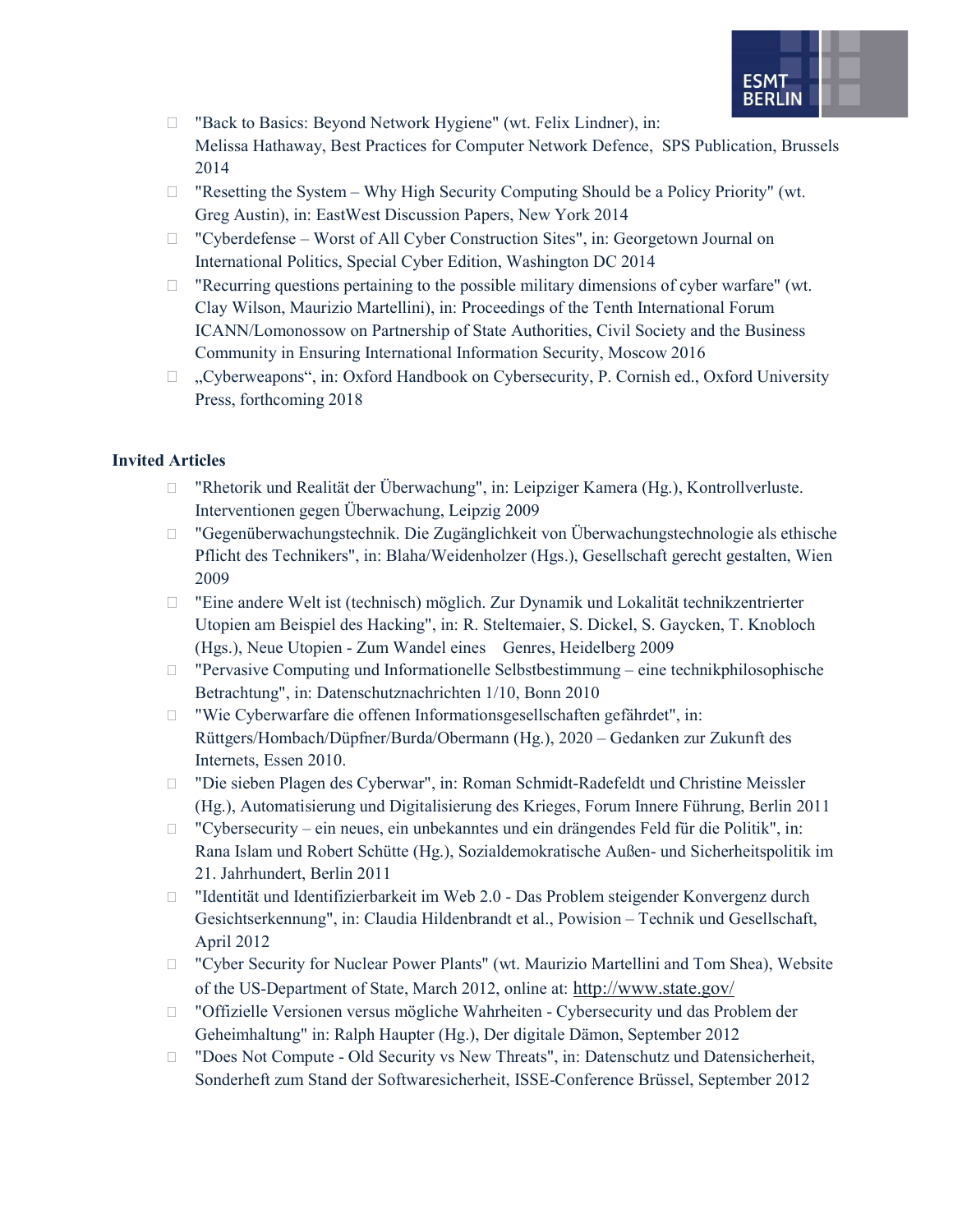- "Back to Basics: Beyond Network Hygiene" (wt. Felix Lindner), in: Melissa Hathaway, Best Practices for Computer Network Defence, SPS Publication, Brussels 2014
- "Resetting the System – Why High Security Computing Should be a Policy Priority" (wt. Greg Austin), in: EastWest Discussion Papers, New York 2014
- "Cyberdefense – Worst of All Cyber Construction Sites", in: Georgetown Journal on International Politics, Special Cyber Edition, Washington DC 2014
- "Recurring questions pertaining to the possible military dimensions of cyber warfare" (wt. Clay Wilson, Maurizio Martellini), in: Proceedings of the Tenth International Forum ICANN/Lomonossow on Partnership of State Authorities, Civil Society and the Business Community in Ensuring International Information Security, Moscow 2016
- „Cyberweapons", in: Oxford Handbook on Cybersecurity, P. Cornish ed., Oxford University Press, forthcoming 2018

**Invited Articles**

- "Rhetorik und Realität der Überwachung", in: Leipziger Kamera (Hg.), Kontrollverluste. Interventionen gegen Überwachung, Leipzig 2009
- "Gegenüberwachungstechnik. Die Zugänglichkeit von Überwachungstechnologie als ethische Pflicht des Technikers", in: Blaha/Weidenholzer (Hgs.), Gesellschaft gerecht gestalten, Wien 2009
- "Eine andere Welt ist (technisch) möglich. Zur Dynamik und Lokalität technikzentrierter Utopien am Beispiel des Hacking", in: R. Steltemaier, S. Dickel, S. Gaycken, T. Knobloch (Hgs.), Neue Utopien - Zum Wandel eines Genres, Heidelberg 2009
- "Pervasive Computing und Informationelle Selbstbestimmung – eine technikphilosophische Betrachtung", in: Datenschutznachrichten 1/10, Bonn 2010
- "Wie Cyberwarfare die offenen Informationsgesellschaften gefährdet", in: Rüttgers/Hombach/Düpfner/Burda/Obermann (Hg.), 2020 – Gedanken zur Zukunft des Internets, Essen 2010.
- "Die sieben Plagen des Cyberwar", in: Roman Schmidt-Radefeldt und Christine Meissler (Hg.), Automatisierung und Digitalisierung des Krieges, Forum Innere Führung, Berlin 2011
- "Cybersecurity – ein neues, ein unbekanntes und ein drängendes Feld für die Politik", in: Rana Islam und Robert Schütte (Hg.), Sozialdemokratische Außen- und Sicherheitspolitik im 21. Jahrhundert, Berlin 2011
- "Identität und Identifizierbarkeit im Web 2.0 - Das Problem steigender Konvergenz durch Gesichtserkennung", in: Claudia Hildenbrandt et al., Powision – Technik und Gesellschaft, April 2012
- "Cyber Security for Nuclear Power Plants" (wt. Maurizio Martellini and Tom Shea), Website of the US-Department of State, March 2012, online at: http://www.state.gov/
- "Offizielle Versionen versus mögliche Wahrheiten - Cybersecurity und das Problem der Geheimhaltung" in: Ralph Haupter (Hg.), Der digitale Dämon, September 2012
- "Does Not Compute - Old Security vs New Threats", in: Datenschutz und Datensicherheit, Sonderheft zum Stand der Softwaresicherheit, ISSE-Conference Brüssel, September 2012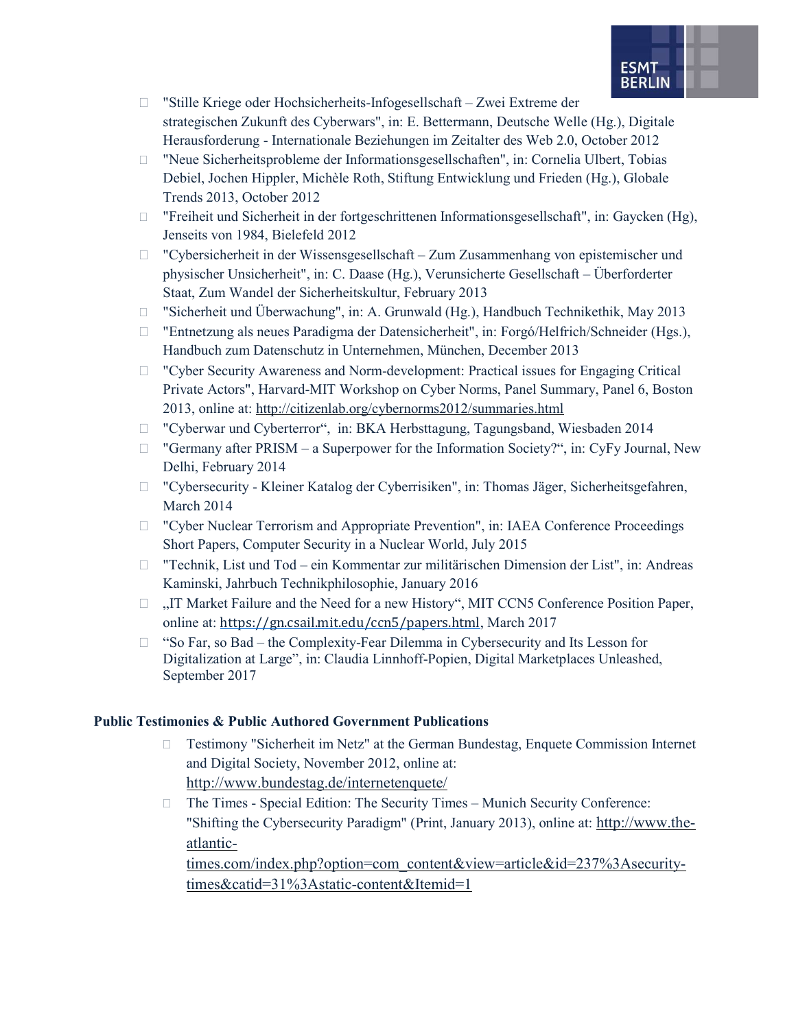- "Stille Kriege oder Hochsicherheits-Infogesellschaft – Zwei Extreme der strategischen Zukunft des Cyberwars", in: E. Bettermann, Deutsche Welle (Hg.), Digitale Herausforderung - Internationale Beziehungen im Zeitalter des Web 2.0, October 2012
- "Neue Sicherheitsprobleme der Informationsgesellschaften", in: Cornelia Ulbert, Tobias Debiel, Jochen Hippler, Michèle Roth, Stiftung Entwicklung und Frieden (Hg.), Globale Trends 2013, October 2012
- "Freiheit und Sicherheit in der fortgeschrittenen Informationsgesellschaft", in: Gaycken (Hg), Jenseits von 1984, Bielefeld 2012
- "Cybersicherheit in der Wissensgesellschaft – Zum Zusammenhang von epistemischer und physischer Unsicherheit", in: C. Daase (Hg.), Verunsicherte Gesellschaft – Überforderter Staat, Zum Wandel der Sicherheitskultur, February 2013
- "Sicherheit und Überwachung", in: A. Grunwald (Hg.), Handbuch Technikethik, May 2013
- "Entnetzung als neues Paradigma der Datensicherheit", in: Forgó/Helfrich/Schneider (Hgs.), Handbuch zum Datenschutz in Unternehmen, München, December 2013
- "Cyber Security Awareness and Norm-development: Practical issues for Engaging Critical Private Actors", Harvard-MIT Workshop on Cyber Norms, Panel Summary, Panel 6, Boston 2013, online at: http://citizenlab.org/cybernorms2012/summaries.html
- "Cyberwar und Cyberterror", in: BKA Herbsttagung, Tagungsband, Wiesbaden 2014
- "Germany after PRISM – a Superpower for the Information Society?", in: CyFy Journal, New Delhi, February 2014
- "Cybersecurity - Kleiner Katalog der Cyberrisiken", in: Thomas Jäger, Sicherheitsgefahren, March 2014
- "Cyber Nuclear Terrorism and Appropriate Prevention", in: IAEA Conference Proceedings Short Papers, Computer Security in a Nuclear World, July 2015
- "Technik, List und Tod – ein Kommentar zur militärischen Dimension der List", in: Andreas Kaminski, Jahrbuch Technikphilosophie, January 2016
- „IT Market Failure and the Need for a new History", MIT CCN5 Conference Position Paper, online at: https://gn.csail.mit.edu/ccn5/papers.html, March 2017
- "So Far, so Bad – the Complexity-Fear Dilemma in Cybersecurity and Its Lesson for Digitalization at Large", in: Claudia Linnhoff-Popien, Digital Marketplaces Unleashed, September 2017

**Public Testimonies & Public Authored Government Publications**

- Testimony "Sicherheit im Netz" at the German Bundestag, Enquete Commission Internet and Digital Society, November 2012, online at: http://www.bundestag.de/internetenquete/
- The Times - Special Edition: The Security Times – Munich Security Conference: "Shifting the Cybersecurity Paradigm" (Print, January 2013), online at: http://www.the-atlantic-times.com/index.php?option=com_content&view=article&id=237%3Asecurity-times&catid=31%3Astatic-content&Itemid=1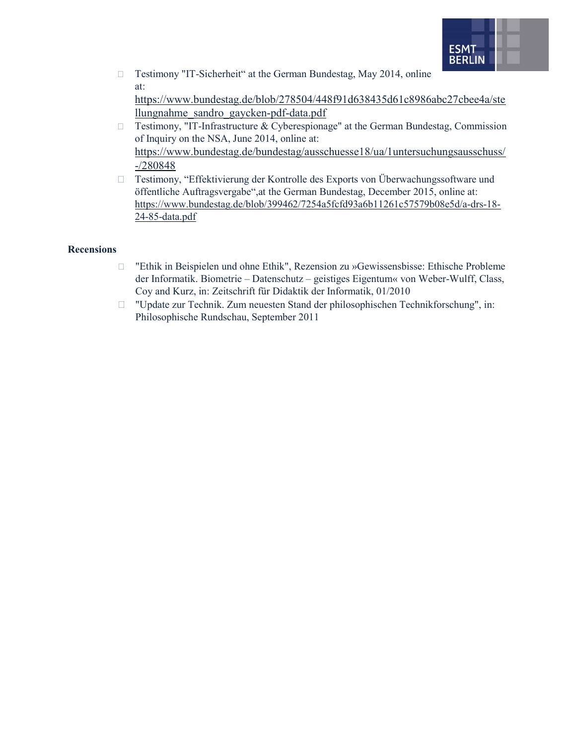- Testimony "IT-Sicherheit“ at the German Bundestag, May 2014, online at: https://www.bundestag.de/blob/278504/448f91d638435d61c8986abc27cbee4a/stellungnahme_sandro_gaycken-pdf-data.pdf
- Testimony, "IT-Infrastructure & Cyberespionage" at the German Bundestag, Commission of Inquiry on the NSA, June 2014, online at: https://www.bundestag.de/bundestag/ausschuesse18/ua/1untersuchungsausschuss/-/280848
- Testimony, “Effektivierung der Kontrolle des Exports von Überwachungssoftware und öffentliche Auftragsvergabe“,at the German Bundestag, December 2015, online at: https://www.bundestag.de/blob/399462/7254a5fcfd93a6b11261c57579b08e5d/a-drs-18-24-85-data.pdf

**Recensions**

- "Ethik in Beispielen und ohne Ethik", Rezension zu »Gewissensbisse: Ethische Probleme der Informatik. Biometrie – Datenschutz – geistiges Eigentum« von Weber-Wulff, Class, Coy and Kurz, in: Zeitschrift für Didaktik der Informatik, 01/2010
- "Update zur Technik. Zum neuesten Stand der philosophischen Technikforschung", in: Philosophische Rundschau, September 2011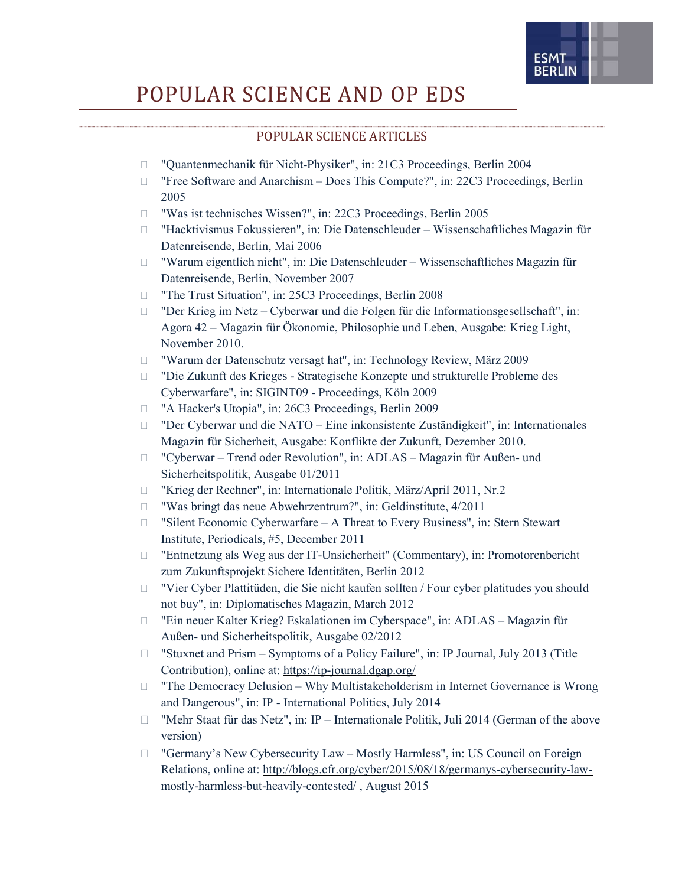# POPULAR SCIENCE AND OP EDS

## POPULAR SCIENCE ARTICLES

- "Quantenmechanik für Nicht-Physiker", in: 21C3 Proceedings, Berlin 2004
- "Free Software and Anarchism – Does This Compute?", in: 22C3 Proceedings, Berlin 2005
- "Was ist technisches Wissen?", in: 22C3 Proceedings, Berlin 2005
- "Hacktivismus Fokussieren", in: Die Datenschleuder – Wissenschaftliches Magazin für Datenreisende, Berlin, Mai 2006
- "Warum eigentlich nicht", in: Die Datenschleuder – Wissenschaftliches Magazin für Datenreisende, Berlin, November 2007
- "The Trust Situation", in: 25C3 Proceedings, Berlin 2008
- "Der Krieg im Netz – Cyberwar und die Folgen für die Informationsgesellschaft", in: Agora 42 – Magazin für Ökonomie, Philosophie und Leben, Ausgabe: Krieg Light, November 2010.
- "Warum der Datenschutz versagt hat", in: Technology Review, März 2009
- "Die Zukunft des Krieges - Strategische Konzepte und strukturelle Probleme des Cyberwarfare", in: SIGINT09 - Proceedings, Köln 2009
- "A Hacker's Utopia", in: 26C3 Proceedings, Berlin 2009
- "Der Cyberwar und die NATO – Eine inkonsistente Zuständigkeit", in: Internationales Magazin für Sicherheit, Ausgabe: Konflikte der Zukunft, Dezember 2010.
- "Cyberwar – Trend oder Revolution", in: ADLAS – Magazin für Außen- und Sicherheitspolitik, Ausgabe 01/2011
- "Krieg der Rechner", in: Internationale Politik, März/April 2011, Nr.2
- "Was bringt das neue Abwehrzentrum?", in: Geldinstitute, 4/2011
- "Silent Economic Cyberwarfare – A Threat to Every Business", in: Stern Stewart Institute, Periodicals, #5, December 2011
- "Entnetzung als Weg aus der IT-Unsicherheit" (Commentary), in: Promotorenbericht zum Zukunftsprojekt Sichere Identitäten, Berlin 2012
- "Vier Cyber Plattitüden, die Sie nicht kaufen sollten / Four cyber platitudes you should not buy", in: Diplomatisches Magazin, March 2012
- "Ein neuer Kalter Krieg? Eskalationen im Cyberspace", in: ADLAS – Magazin für Außen- und Sicherheitspolitik, Ausgabe 02/2012
- "Stuxnet and Prism – Symptoms of a Policy Failure", in: IP Journal, July 2013 (Title Contribution), online at: https://ip-journal.dgap.org/
- "The Democracy Delusion – Why Multistakeholderism in Internet Governance is Wrong and Dangerous", in: IP - International Politics, July 2014
- "Mehr Staat für das Netz", in: IP – Internationale Politik, Juli 2014 (German of the above version)
- "Germany's New Cybersecurity Law – Mostly Harmless", in: US Council on Foreign Relations, online at: http://blogs.cfr.org/cyber/2015/08/18/germanys-cybersecurity-law-mostly-harmless-but-heavily-contested/ , August 2015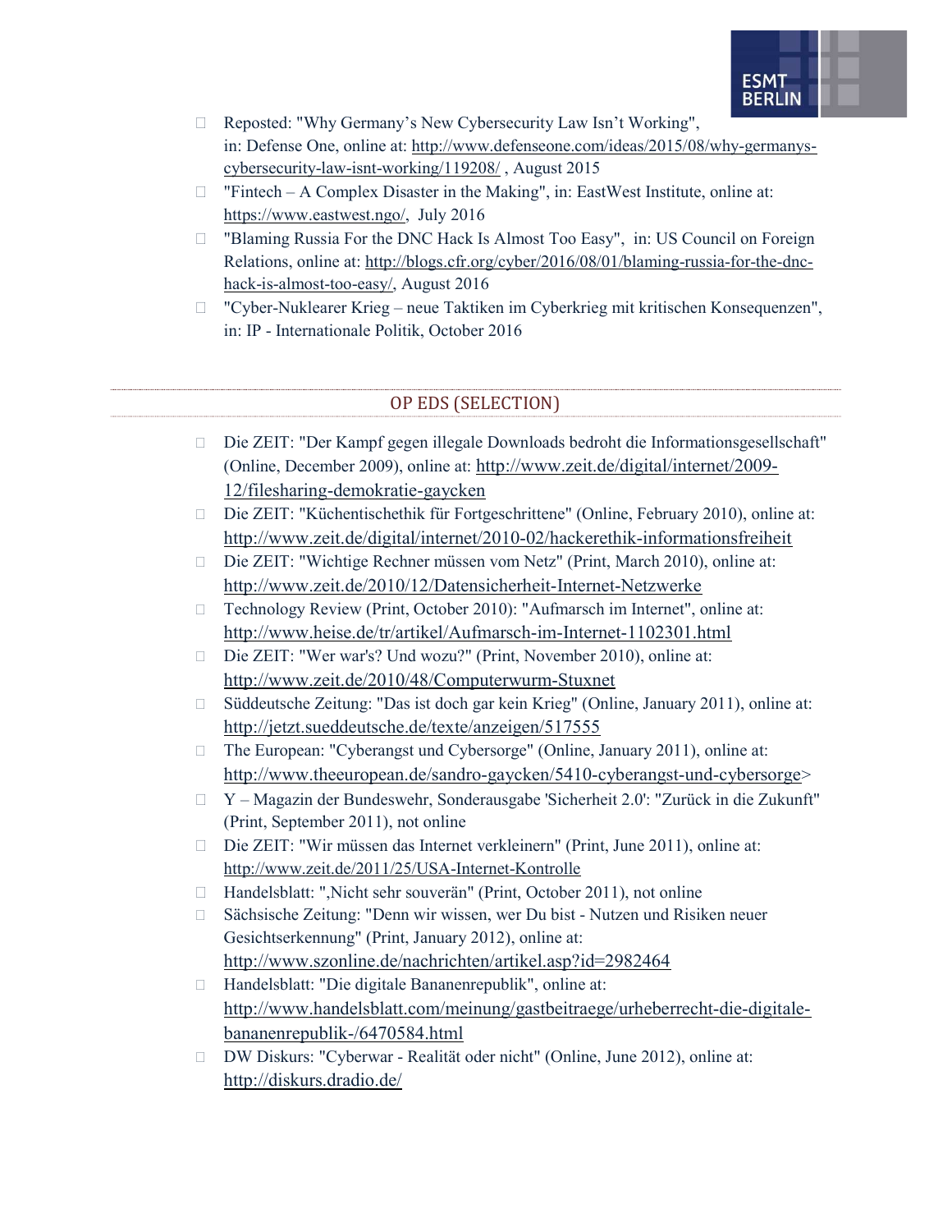- Reposted: "Why Germany's New Cybersecurity Law Isn't Working", in: Defense One, online at: http://www.defenseone.com/ideas/2015/08/why-germanys-cybersecurity-law-isnt-working/119208/ , August 2015
- "Fintech – A Complex Disaster in the Making", in: EastWest Institute, online at: https://www.eastwest.ngo/, July 2016
- "Blaming Russia For the DNC Hack Is Almost Too Easy", in: US Council on Foreign Relations, online at: http://blogs.cfr.org/cyber/2016/08/01/blaming-russia-for-the-dnc-hack-is-almost-too-easy/, August 2016
- "Cyber-Nuklearer Krieg – neue Taktiken im Cyberkrieg mit kritischen Konsequenzen", in: IP - Internationale Politik, October 2016

## OP EDS (SELECTION)

- Die ZEIT: "Der Kampf gegen illegale Downloads bedroht die Informationsgesellschaft" (Online, December 2009), online at: http://www.zeit.de/digital/internet/2009-12/filesharing-demokratie-gaycken
- Die ZEIT: "Küchentischethik für Fortgeschrittene" (Online, February 2010), online at: http://www.zeit.de/digital/internet/2010-02/hackerethik-informationsfreiheit
- Die ZEIT: "Wichtige Rechner müssen vom Netz" (Print, March 2010), online at: http://www.zeit.de/2010/12/Datensicherheit-Internet-Netzwerke
- Technology Review (Print, October 2010): "Aufmarsch im Internet", online at: http://www.heise.de/tr/artikel/Aufmarsch-im-Internet-1102301.html
- Die ZEIT: "Wer war's? Und wozu?" (Print, November 2010), online at: http://www.zeit.de/2010/48/Computerwurm-Stuxnet
- Süddeutsche Zeitung: "Das ist doch gar kein Krieg" (Online, January 2011), online at: http://jetzt.sueddeutsche.de/texte/anzeigen/517555
- The European: "Cyberangst und Cybersorge" (Online, January 2011), online at: http://www.theeuropean.de/sandro-gaycken/5410-cyberangst-und-cybersorge>
- Y – Magazin der Bundeswehr, Sonderausgabe 'Sicherheit 2.0': "Zurück in die Zukunft" (Print, September 2011), not online
- Die ZEIT: "Wir müssen das Internet verkleinern" (Print, June 2011), online at: http://www.zeit.de/2011/25/USA-Internet-Kontrolle
- Handelsblatt: ",Nicht sehr souverän" (Print, October 2011), not online
- Sächsische Zeitung: "Denn wir wissen, wer Du bist - Nutzen und Risiken neuer Gesichtserkennung" (Print, January 2012), online at: http://www.szonline.de/nachrichten/artikel.asp?id=2982464
- Handelsblatt: "Die digitale Bananenrepublik", online at: http://www.handelsblatt.com/meinung/gastbeitraege/urheberrecht-die-digitale-bananenrepublik-/6470584.html
- DW Diskurs: "Cyberwar - Realität oder nicht" (Online, June 2012), online at: http://diskurs.dradio.de/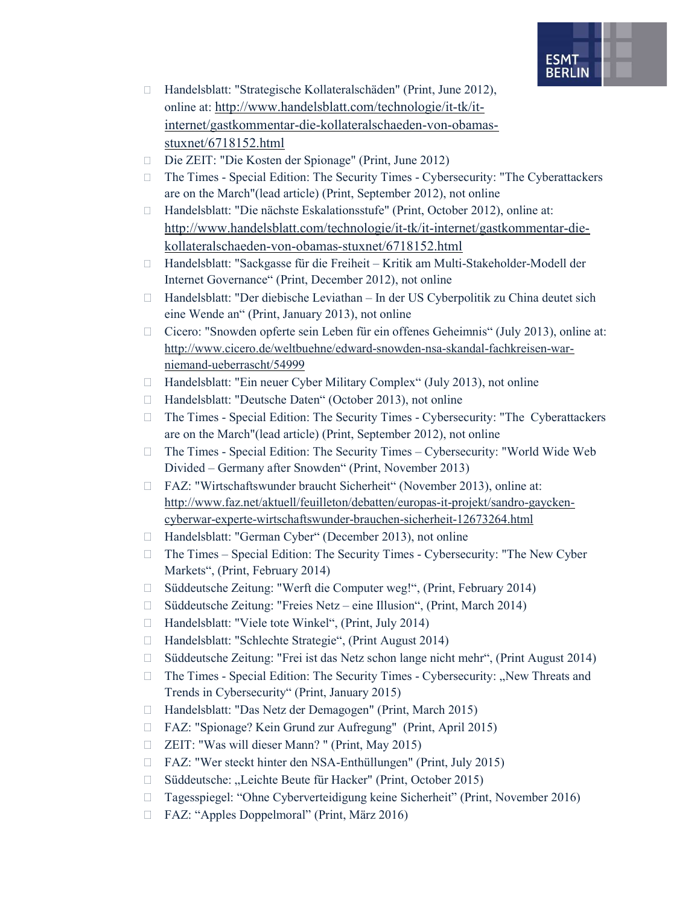- Handelsblatt: "Strategische Kollateralschäden" (Print, June 2012), online at: http://www.handelsblatt.com/technologie/it-tk/it-internet/gastkommentar-die-kollateralschaeden-von-obamas-stuxnet/6718152.html
- Die ZEIT: "Die Kosten der Spionage" (Print, June 2012)
- The Times - Special Edition: The Security Times - Cybersecurity: "The Cyberattackers are on the March"(lead article) (Print, September 2012), not online
- Handelsblatt: "Die nächste Eskalationsstufe" (Print, October 2012), online at: http://www.handelsblatt.com/technologie/it-tk/it-internet/gastkommentar-die-kollateralschaeden-von-obamas-stuxnet/6718152.html
- Handelsblatt: "Sackgasse für die Freiheit – Kritik am Multi-Stakeholder-Modell der Internet Governance“ (Print, December 2012), not online
- Handelsblatt: "Der diebische Leviathan – In der US Cyberpolitik zu China deutet sich eine Wende an“ (Print, January 2013), not online
- Cicero: "Snowden opferte sein Leben für ein offenes Geheimnis“ (July 2013), online at: http://www.cicero.de/weltbuehne/edward-snowden-nsa-skandal-fachkreisen-war-niemand-ueberrascht/54999
- Handelsblatt: "Ein neuer Cyber Military Complex“ (July 2013), not online
- Handelsblatt: "Deutsche Daten“ (October 2013), not online
- The Times - Special Edition: The Security Times - Cybersecurity: "The Cyberattackers are on the March"(lead article) (Print, September 2012), not online
- The Times - Special Edition: The Security Times – Cybersecurity: "World Wide Web Divided – Germany after Snowden“ (Print, November 2013)
- FAZ: "Wirtschaftswunder braucht Sicherheit“ (November 2013), online at: http://www.faz.net/aktuell/feuilleton/debatten/europas-it-projekt/sandro-gaycken-cyberwar-experte-wirtschaftswunder-brauchen-sicherheit-12673264.html
- Handelsblatt: "German Cyber“ (December 2013), not online
- The Times – Special Edition: The Security Times - Cybersecurity: "The New Cyber Markets“, (Print, February 2014)
- Süddeutsche Zeitung: "Werft die Computer weg!“, (Print, February 2014)
- Süddeutsche Zeitung: "Freies Netz – eine Illusion“, (Print, March 2014)
- Handelsblatt: "Viele tote Winkel“, (Print, July 2014)
- Handelsblatt: "Schlechte Strategie“, (Print August 2014)
- Süddeutsche Zeitung: "Frei ist das Netz schon lange nicht mehr“, (Print August 2014)
- The Times - Special Edition: The Security Times - Cybersecurity: „New Threats and Trends in Cybersecurity“ (Print, January 2015)
- Handelsblatt: "Das Netz der Demagogen" (Print, March 2015)
- FAZ: "Spionage? Kein Grund zur Aufregung" (Print, April 2015)
- ZEIT: "Was will dieser Mann? " (Print, May 2015)
- FAZ: "Wer steckt hinter den NSA-Enthüllungen" (Print, July 2015)
- Süddeutsche: „Leichte Beute für Hacker" (Print, October 2015)
- Tagesspiegel: “Ohne Cyberverteidigung keine Sicherheit” (Print, November 2016)
- FAZ: “Apples Doppelmoral” (Print, März 2016)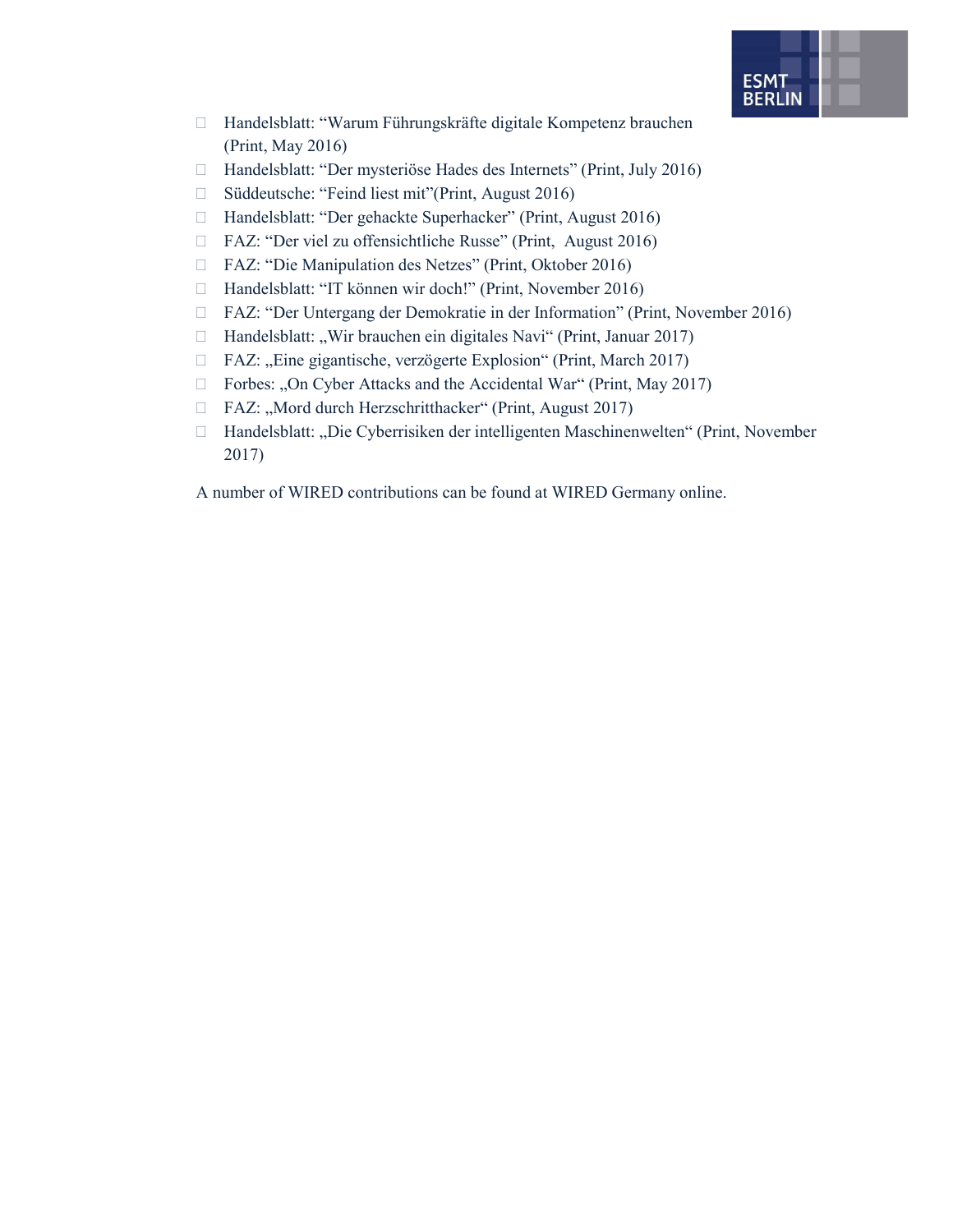- Handelsblatt: “Warum Führungskräfte digitale Kompetenz brauchen (Print, May 2016)
- Handelsblatt: “Der mysteriöse Hades des Internets” (Print, July 2016)
- Süddeutsche: “Feind liest mit”(Print, August 2016)
- Handelsblatt: “Der gehackte Superhacker” (Print, August 2016)
- FAZ: “Der viel zu offensichtliche Russe” (Print,  August 2016)
- FAZ: “Die Manipulation des Netzes” (Print, Oktober 2016)
- Handelsblatt: “IT können wir doch!” (Print, November 2016)
- FAZ: “Der Untergang der Demokratie in der Information” (Print, November 2016)
- Handelsblatt: „Wir brauchen ein digitales Navi“ (Print, Januar 2017)
- FAZ: „Eine gigantische, verzögerte Explosion“ (Print, March 2017)
- Forbes: „On Cyber Attacks and the Accidental War“ (Print, May 2017)
- FAZ: „Mord durch Herzschritthacker“ (Print, August 2017)
- Handelsblatt: „Die Cyberrisiken der intelligenten Maschinenwelten“ (Print, November 2017)

A number of WIRED contributions can be found at WIRED Germany online.